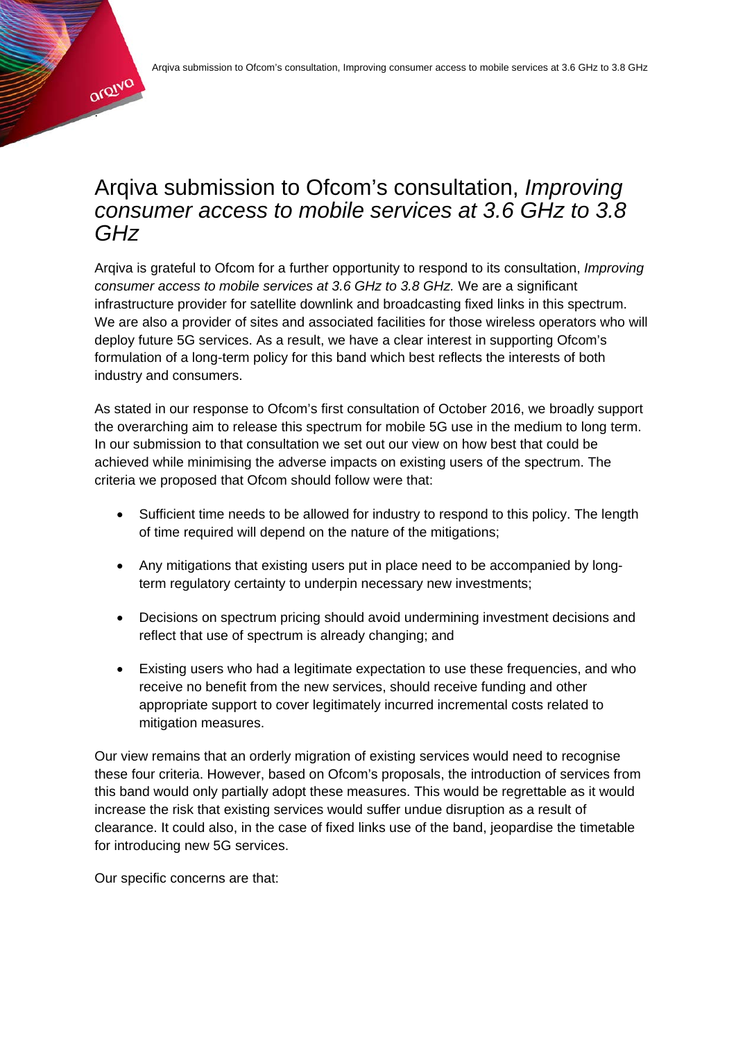# Arqiva submission to Ofcom's consultation, *Improving consumer access to mobile services at 3.6 GHz to 3.8 GHz*

Arqiva is grateful to Ofcom for a further opportunity to respond to its consultation, *Improving consumer access to mobile services at 3.6 GHz to 3.8 GHz.* We are a significant infrastructure provider for satellite downlink and broadcasting fixed links in this spectrum. We are also a provider of sites and associated facilities for those wireless operators who will deploy future 5G services. As a result, we have a clear interest in supporting Ofcom's formulation of a long-term policy for this band which best reflects the interests of both industry and consumers.

As stated in our response to Ofcom's first consultation of October 2016, we broadly support the overarching aim to release this spectrum for mobile 5G use in the medium to long term. In our submission to that consultation we set out our view on how best that could be achieved while minimising the adverse impacts on existing users of the spectrum. The criteria we proposed that Ofcom should follow were that:

- Sufficient time needs to be allowed for industry to respond to this policy. The length of time required will depend on the nature of the mitigations;
- Any mitigations that existing users put in place need to be accompanied by long-term regulatory certainty to underpin necessary new investments;
- Decisions on spectrum pricing should avoid undermining investment decisions and reflect that use of spectrum is already changing; and
- Existing users who had a legitimate expectation to use these frequencies, and who receive no benefit from the new services, should receive funding and other appropriate support to cover legitimately incurred incremental costs related to mitigation measures.

Our view remains that an orderly migration of existing services would need to recognise these four criteria. However, based on Ofcom's proposals, the introduction of services from this band would only partially adopt these measures. This would be regrettable as it would increase the risk that existing services would suffer undue disruption as a result of clearance. It could also, in the case of fixed links use of the band, jeopardise the timetable for introducing new 5G services.

Our specific concerns are that: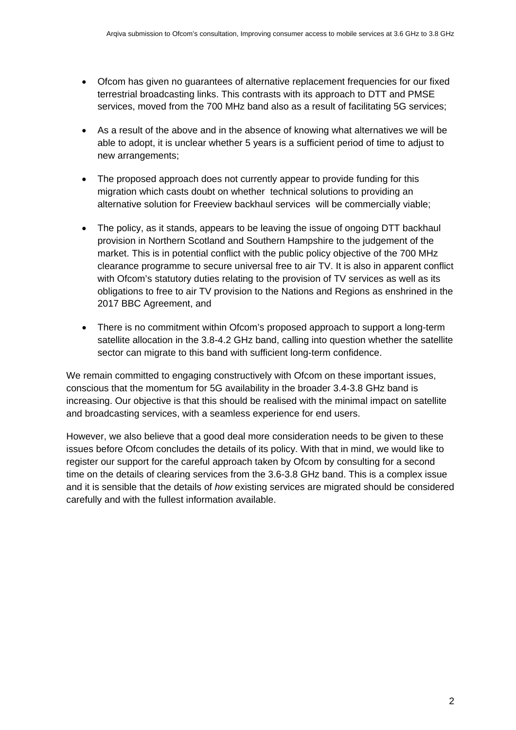- Ofcom has given no guarantees of alternative replacement frequencies for our fixed terrestrial broadcasting links. This contrasts with its approach to DTT and PMSE services, moved from the 700 MHz band also as a result of facilitating 5G services;

- As a result of the above and in the absence of knowing what alternatives we will be able to adopt, it is unclear whether 5 years is a sufficient period of time to adjust to new arrangements;

- The proposed approach does not currently appear to provide funding for this migration which casts doubt on whether technical solutions to providing an alternative solution for Freeview backhaul services will be commercially viable;

- The policy, as it stands, appears to be leaving the issue of ongoing DTT backhaul provision in Northern Scotland and Southern Hampshire to the judgement of the market. This is in potential conflict with the public policy objective of the 700 MHz clearance programme to secure universal free to air TV. It is also in apparent conflict with Ofcom's statutory duties relating to the provision of TV services as well as its obligations to free to air TV provision to the Nations and Regions as enshrined in the 2017 BBC Agreement, and

- There is no commitment within Ofcom's proposed approach to support a long-term satellite allocation in the 3.8-4.2 GHz band, calling into question whether the satellite sector can migrate to this band with sufficient long-term confidence.

We remain committed to engaging constructively with Ofcom on these important issues, conscious that the momentum for 5G availability in the broader 3.4-3.8 GHz band is increasing. Our objective is that this should be realised with the minimal impact on satellite and broadcasting services, with a seamless experience for end users.

However, we also believe that a good deal more consideration needs to be given to these issues before Ofcom concludes the details of its policy. With that in mind, we would like to register our support for the careful approach taken by Ofcom by consulting for a second time on the details of clearing services from the 3.6-3.8 GHz band. This is a complex issue and it is sensible that the details of *how* existing services are migrated should be considered carefully and with the fullest information available.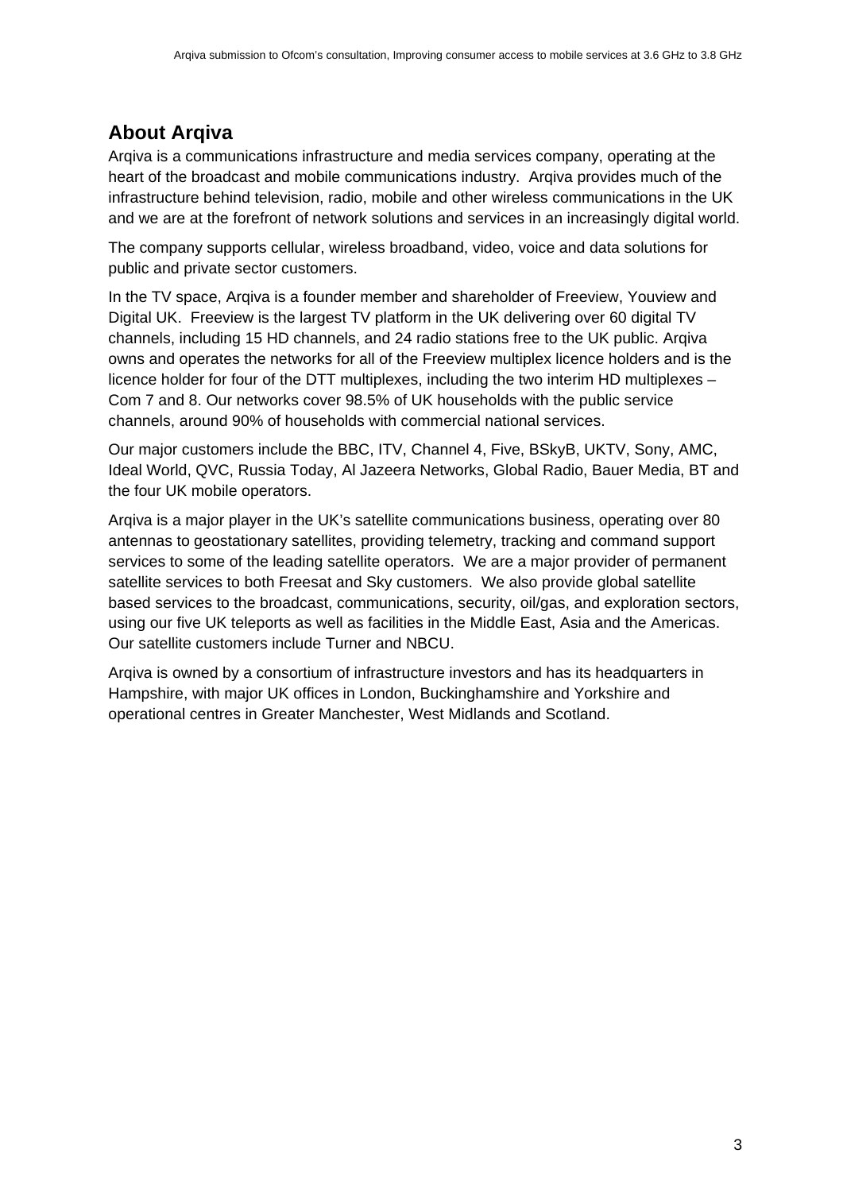## About Arqiva

Arqiva is a communications infrastructure and media services company, operating at the heart of the broadcast and mobile communications industry. Arqiva provides much of the infrastructure behind television, radio, mobile and other wireless communications in the UK and we are at the forefront of network solutions and services in an increasingly digital world.

The company supports cellular, wireless broadband, video, voice and data solutions for public and private sector customers.

In the TV space, Arqiva is a founder member and shareholder of Freeview, Youview and Digital UK. Freeview is the largest TV platform in the UK delivering over 60 digital TV channels, including 15 HD channels, and 24 radio stations free to the UK public. Arqiva owns and operates the networks for all of the Freeview multiplex licence holders and is the licence holder for four of the DTT multiplexes, including the two interim HD multiplexes – Com 7 and 8. Our networks cover 98.5% of UK households with the public service channels, around 90% of households with commercial national services.

Our major customers include the BBC, ITV, Channel 4, Five, BSkyB, UKTV, Sony, AMC, Ideal World, QVC, Russia Today, Al Jazeera Networks, Global Radio, Bauer Media, BT and the four UK mobile operators.

Arqiva is a major player in the UK's satellite communications business, operating over 80 antennas to geostationary satellites, providing telemetry, tracking and command support services to some of the leading satellite operators. We are a major provider of permanent satellite services to both Freesat and Sky customers. We also provide global satellite based services to the broadcast, communications, security, oil/gas, and exploration sectors, using our five UK teleports as well as facilities in the Middle East, Asia and the Americas. Our satellite customers include Turner and NBCU.

Arqiva is owned by a consortium of infrastructure investors and has its headquarters in Hampshire, with major UK offices in London, Buckinghamshire and Yorkshire and operational centres in Greater Manchester, West Midlands and Scotland.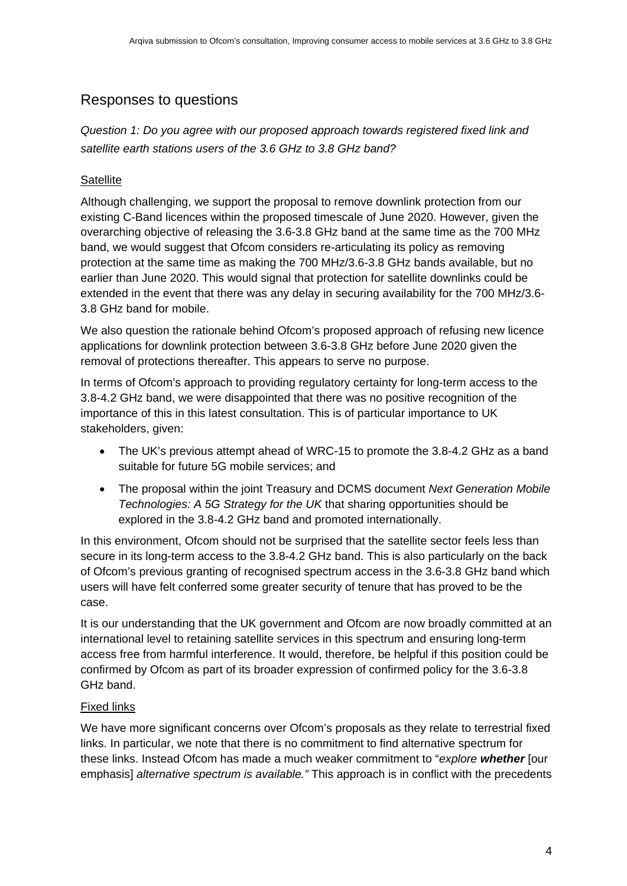## Responses to questions

*Question 1: Do you agree with our proposed approach towards registered fixed link and satellite earth stations users of the 3.6 GHz to 3.8 GHz band?*

<u>Satellite</u>

Although challenging, we support the proposal to remove downlink protection from our existing C-Band licences within the proposed timescale of June 2020. However, given the overarching objective of releasing the 3.6-3.8 GHz band at the same time as the 700 MHz band, we would suggest that Ofcom considers re-articulating its policy as removing protection at the same time as making the 700 MHz/3.6-3.8 GHz bands available, but no earlier than June 2020. This would signal that protection for satellite downlinks could be extended in the event that there was any delay in securing availability for the 700 MHz/3.6-3.8 GHz band for mobile.

We also question the rationale behind Ofcom's proposed approach of refusing new licence applications for downlink protection between 3.6-3.8 GHz before June 2020 given the removal of protections thereafter. This appears to serve no purpose.

In terms of Ofcom's approach to providing regulatory certainty for long-term access to the 3.8-4.2 GHz band, we were disappointed that there was no positive recognition of the importance of this in this latest consultation. This is of particular importance to UK stakeholders, given:

- The UK's previous attempt ahead of WRC-15 to promote the 3.8-4.2 GHz as a band suitable for future 5G mobile services; and
- The proposal within the joint Treasury and DCMS document *Next Generation Mobile Technologies: A 5G Strategy for the UK* that sharing opportunities should be explored in the 3.8-4.2 GHz band and promoted internationally.

In this environment, Ofcom should not be surprised that the satellite sector feels less than secure in its long-term access to the 3.8-4.2 GHz band. This is also particularly on the back of Ofcom's previous granting of recognised spectrum access in the 3.6-3.8 GHz band which users will have felt conferred some greater security of tenure that has proved to be the case.

It is our understanding that the UK government and Ofcom are now broadly committed at an international level to retaining satellite services in this spectrum and ensuring long-term access free from harmful interference. It would, therefore, be helpful if this position could be confirmed by Ofcom as part of its broader expression of confirmed policy for the 3.6-3.8 GHz band.

<u>Fixed links</u>

We have more significant concerns over Ofcom's proposals as they relate to terrestrial fixed links. In particular, we note that there is no commitment to find alternative spectrum for these links. Instead Ofcom has made a much weaker commitment to "*explore **whether*** [our emphasis] *alternative spectrum is available."* This approach is in conflict with the precedents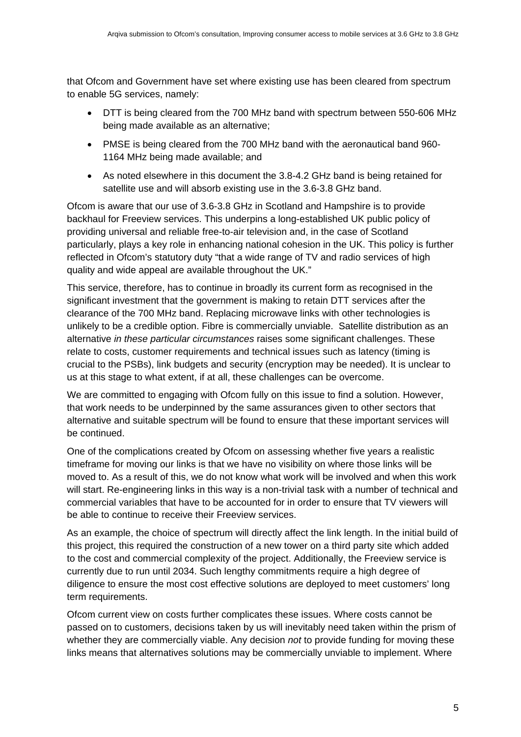that Ofcom and Government have set where existing use has been cleared from spectrum to enable 5G services, namely:

- DTT is being cleared from the 700 MHz band with spectrum between 550-606 MHz being made available as an alternative;
- PMSE is being cleared from the 700 MHz band with the aeronautical band 960-1164 MHz being made available; and
- As noted elsewhere in this document the 3.8-4.2 GHz band is being retained for satellite use and will absorb existing use in the 3.6-3.8 GHz band.

Ofcom is aware that our use of 3.6-3.8 GHz in Scotland and Hampshire is to provide backhaul for Freeview services. This underpins a long-established UK public policy of providing universal and reliable free-to-air television and, in the case of Scotland particularly, plays a key role in enhancing national cohesion in the UK. This policy is further reflected in Ofcom's statutory duty "that a wide range of TV and radio services of high quality and wide appeal are available throughout the UK."

This service, therefore, has to continue in broadly its current form as recognised in the significant investment that the government is making to retain DTT services after the clearance of the 700 MHz band. Replacing microwave links with other technologies is unlikely to be a credible option. Fibre is commercially unviable. Satellite distribution as an alternative *in these particular circumstances* raises some significant challenges. These relate to costs, customer requirements and technical issues such as latency (timing is crucial to the PSBs), link budgets and security (encryption may be needed). It is unclear to us at this stage to what extent, if at all, these challenges can be overcome.

We are committed to engaging with Ofcom fully on this issue to find a solution. However, that work needs to be underpinned by the same assurances given to other sectors that alternative and suitable spectrum will be found to ensure that these important services will be continued.

One of the complications created by Ofcom on assessing whether five years a realistic timeframe for moving our links is that we have no visibility on where those links will be moved to. As a result of this, we do not know what work will be involved and when this work will start. Re-engineering links in this way is a non-trivial task with a number of technical and commercial variables that have to be accounted for in order to ensure that TV viewers will be able to continue to receive their Freeview services.

As an example, the choice of spectrum will directly affect the link length. In the initial build of this project, this required the construction of a new tower on a third party site which added to the cost and commercial complexity of the project. Additionally, the Freeview service is currently due to run until 2034. Such lengthy commitments require a high degree of diligence to ensure the most cost effective solutions are deployed to meet customers' long term requirements.

Ofcom current view on costs further complicates these issues. Where costs cannot be passed on to customers, decisions taken by us will inevitably need taken within the prism of whether they are commercially viable. Any decision *not* to provide funding for moving these links means that alternatives solutions may be commercially unviable to implement. Where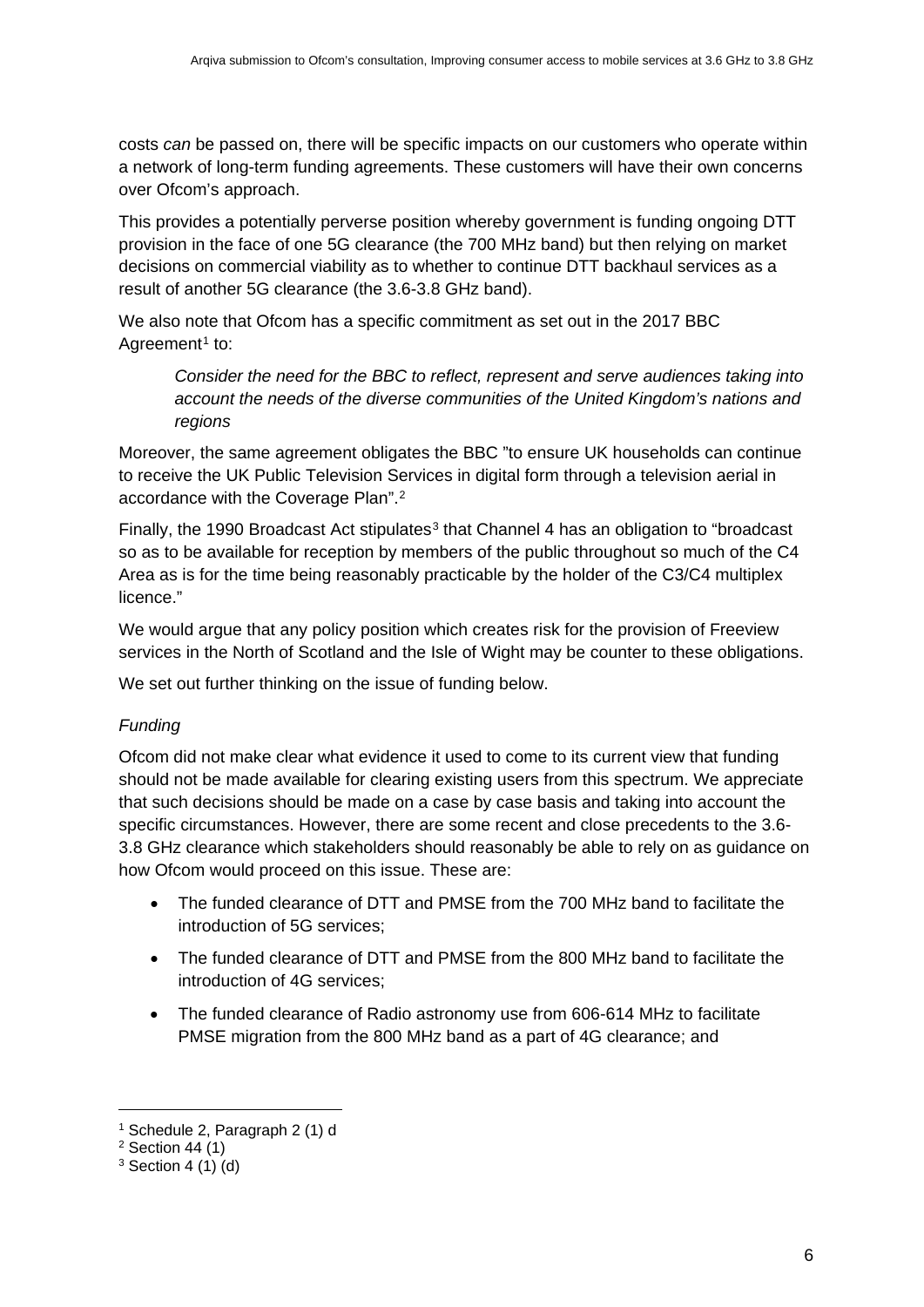costs *can* be passed on, there will be specific impacts on our customers who operate within a network of long-term funding agreements. These customers will have their own concerns over Ofcom's approach.

This provides a potentially perverse position whereby government is funding ongoing DTT provision in the face of one 5G clearance (the 700 MHz band) but then relying on market decisions on commercial viability as to whether to continue DTT backhaul services as a result of another 5G clearance (the 3.6-3.8 GHz band).

We also note that Ofcom has a specific commitment as set out in the 2017 BBC Agreement[1] to:

> *Consider the need for the BBC to reflect, represent and serve audiences taking into account the needs of the diverse communities of the United Kingdom's nations and regions*

Moreover, the same agreement obligates the BBC "to ensure UK households can continue to receive the UK Public Television Services in digital form through a television aerial in accordance with the Coverage Plan".[2]

Finally, the 1990 Broadcast Act stipulates[3] that Channel 4 has an obligation to "broadcast so as to be available for reception by members of the public throughout so much of the C4 Area as is for the time being reasonably practicable by the holder of the C3/C4 multiplex licence."

We would argue that any policy position which creates risk for the provision of Freeview services in the North of Scotland and the Isle of Wight may be counter to these obligations.

We set out further thinking on the issue of funding below.

*Funding*

Ofcom did not make clear what evidence it used to come to its current view that funding should not be made available for clearing existing users from this spectrum. We appreciate that such decisions should be made on a case by case basis and taking into account the specific circumstances. However, there are some recent and close precedents to the 3.6-3.8 GHz clearance which stakeholders should reasonably be able to rely on as guidance on how Ofcom would proceed on this issue. These are:

- The funded clearance of DTT and PMSE from the 700 MHz band to facilitate the introduction of 5G services;
- The funded clearance of DTT and PMSE from the 800 MHz band to facilitate the introduction of 4G services;
- The funded clearance of Radio astronomy use from 606-614 MHz to facilitate PMSE migration from the 800 MHz band as a part of 4G clearance; and

[1] Schedule 2, Paragraph 2 (1) d
[2] Section 44 (1)
[3] Section 4 (1) (d)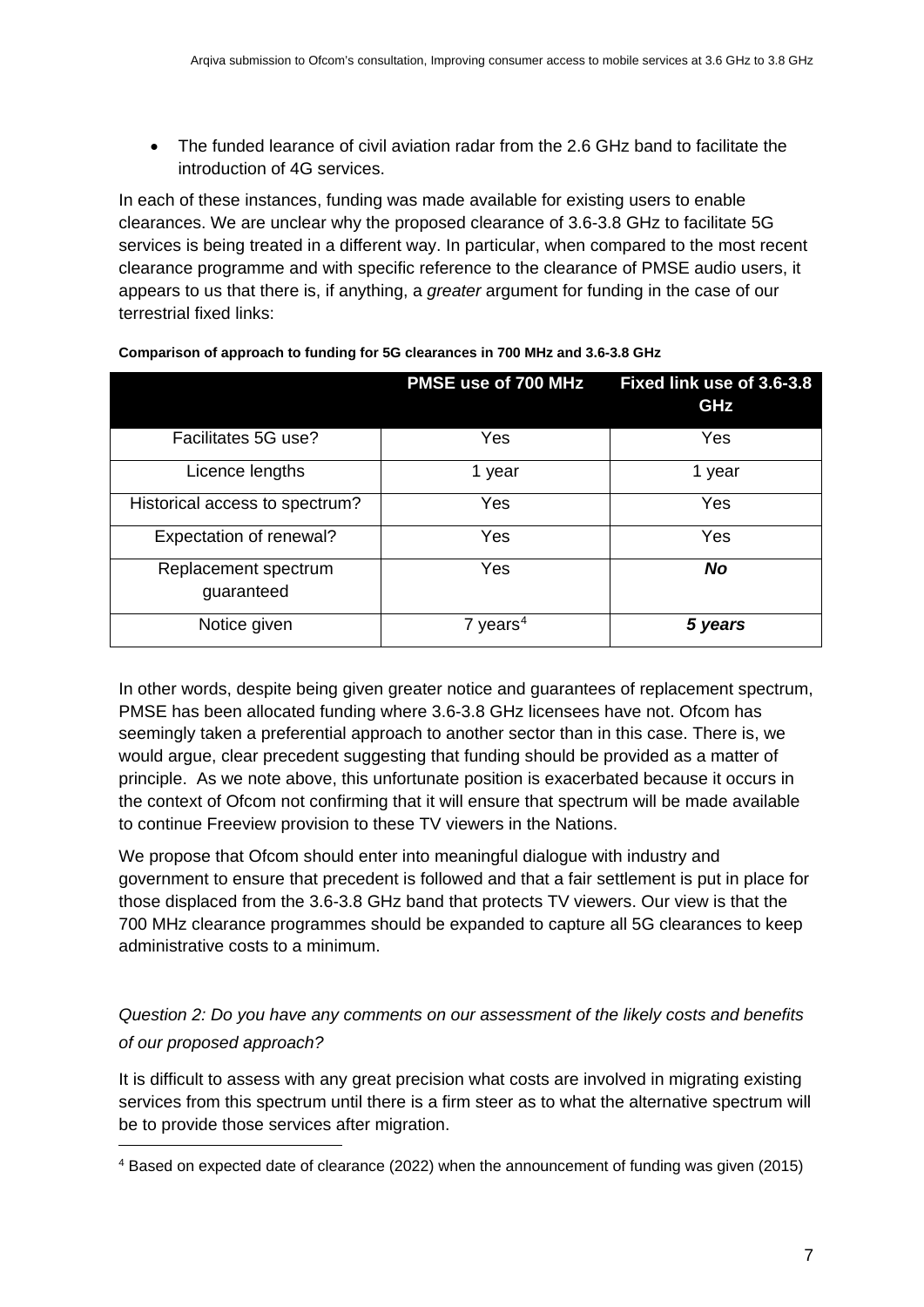- The funded learance of civil aviation radar from the 2.6 GHz band to facilitate the introduction of 4G services.

In each of these instances, funding was made available for existing users to enable clearances. We are unclear why the proposed clearance of 3.6-3.8 GHz to facilitate 5G services is being treated in a different way. In particular, when compared to the most recent clearance programme and with specific reference to the clearance of PMSE audio users, it appears to us that there is, if anything, a *greater* argument for funding in the case of our terrestrial fixed links:

**Comparison of approach to funding for 5G clearances in 700 MHz and 3.6-3.8 GHz**

| | PMSE use of 700 MHz | Fixed link use of 3.6-3.8 GHz |
|---|---|---|
| Facilitates 5G use? | Yes | Yes |
| Licence lengths | 1 year | 1 year |
| Historical access to spectrum? | Yes | Yes |
| Expectation of renewal? | Yes | Yes |
| Replacement spectrum guaranteed | Yes | ***No*** |
| Notice given | 7 years[4] | ***5 years*** |

In other words, despite being given greater notice and guarantees of replacement spectrum, PMSE has been allocated funding where 3.6-3.8 GHz licensees have not. Ofcom has seemingly taken a preferential approach to another sector than in this case. There is, we would argue, clear precedent suggesting that funding should be provided as a matter of principle. As we note above, this unfortunate position is exacerbated because it occurs in the context of Ofcom not confirming that it will ensure that spectrum will be made available to continue Freeview provision to these TV viewers in the Nations.

We propose that Ofcom should enter into meaningful dialogue with industry and government to ensure that precedent is followed and that a fair settlement is put in place for those displaced from the 3.6-3.8 GHz band that protects TV viewers. Our view is that the 700 MHz clearance programmes should be expanded to capture all 5G clearances to keep administrative costs to a minimum.

*Question 2: Do you have any comments on our assessment of the likely costs and benefits of our proposed approach?*

It is difficult to assess with any great precision what costs are involved in migrating existing services from this spectrum until there is a firm steer as to what the alternative spectrum will be to provide those services after migration.

[4] Based on expected date of clearance (2022) when the announcement of funding was given (2015)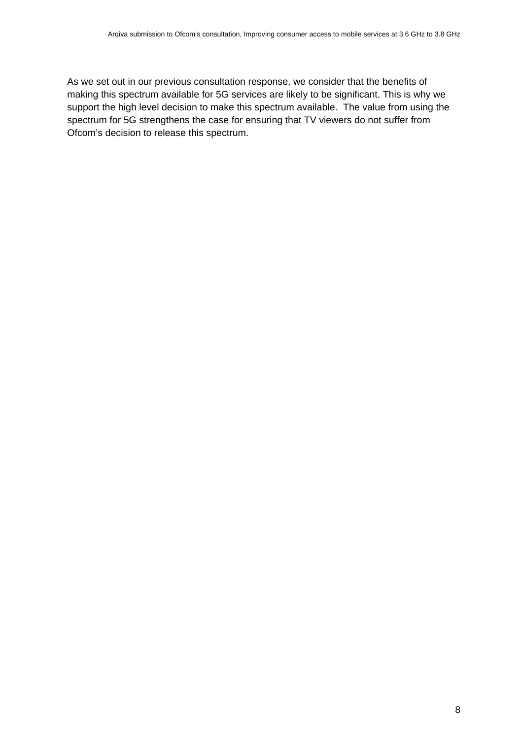As we set out in our previous consultation response, we consider that the benefits of making this spectrum available for 5G services are likely to be significant. This is why we support the high level decision to make this spectrum available. The value from using the spectrum for 5G strengthens the case for ensuring that TV viewers do not suffer from Ofcom's decision to release this spectrum.